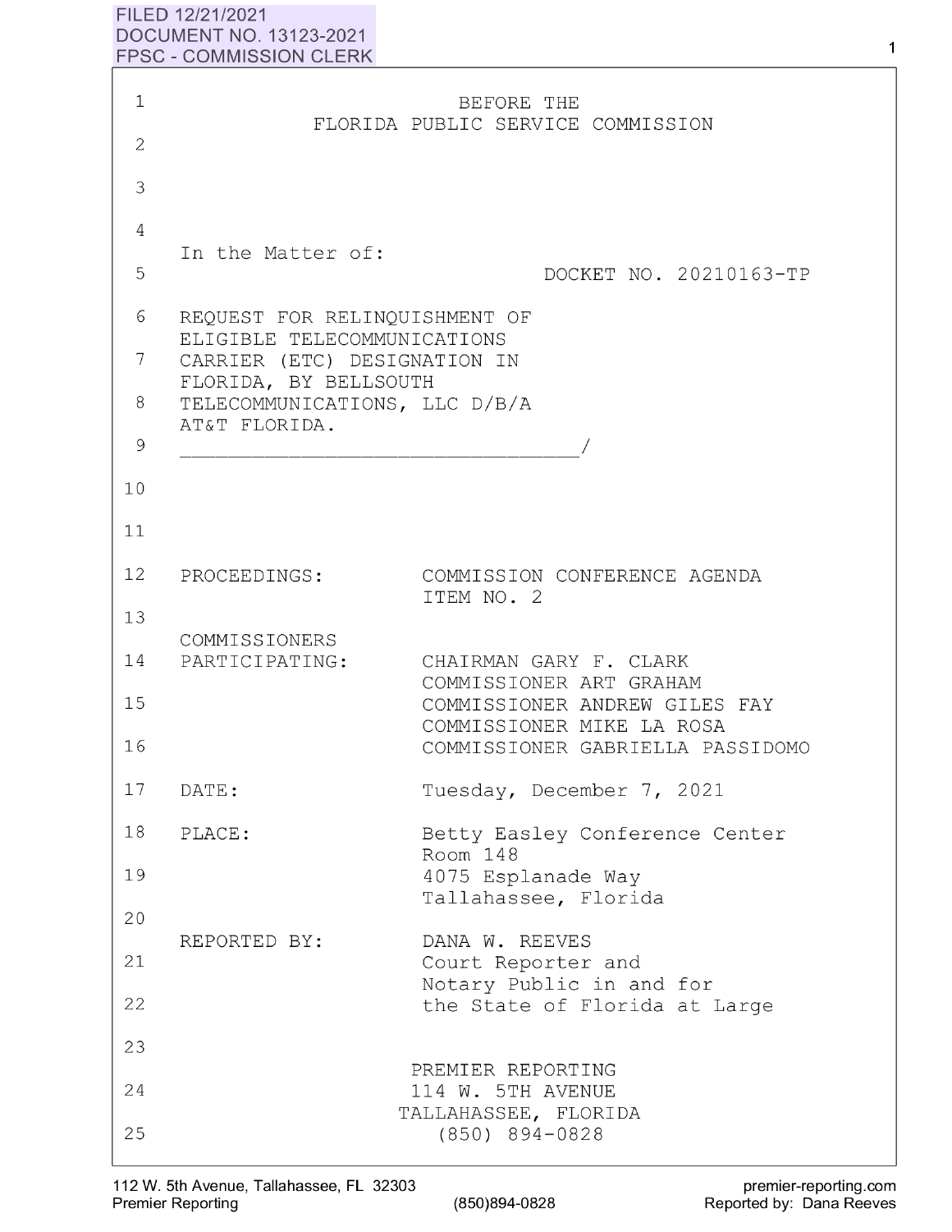FILED 12/21/2021
DOCUMENT NO. 13123-2021
FPSC - COMMISSION CLERK

BEFORE THE
FLORIDA PUBLIC SERVICE COMMISSION

In the Matter of:

DOCKET NO. 20210163-TP

REQUEST FOR RELINQUISHMENT OF ELIGIBLE TELECOMMUNICATIONS CARRIER (ETC) DESIGNATION IN FLORIDA, BY BELLSOUTH TELECOMMUNICATIONS, LLC D/B/A AT&T FLORIDA.
_________________________________/

| | |
|---|---|
| PROCEEDINGS: | COMMISSION CONFERENCE AGENDA ITEM NO. 2 |
| COMMISSIONERS PARTICIPATING: | CHAIRMAN GARY F. CLARK<br>COMMISSIONER ART GRAHAM<br>COMMISSIONER ANDREW GILES FAY<br>COMMISSIONER MIKE LA ROSA<br>COMMISSIONER GABRIELLA PASSIDOMO |
| DATE: | Tuesday, December 7, 2021 |
| PLACE: | Betty Easley Conference Center<br>Room 148<br>4075 Esplanade Way<br>Tallahassee, Florida |
| REPORTED BY: | DANA W. REEVES<br>Court Reporter and<br>Notary Public in and for<br>the State of Florida at Large |

PREMIER REPORTING
114 W. 5TH AVENUE
TALLAHASSEE, FLORIDA
(850) 894-0828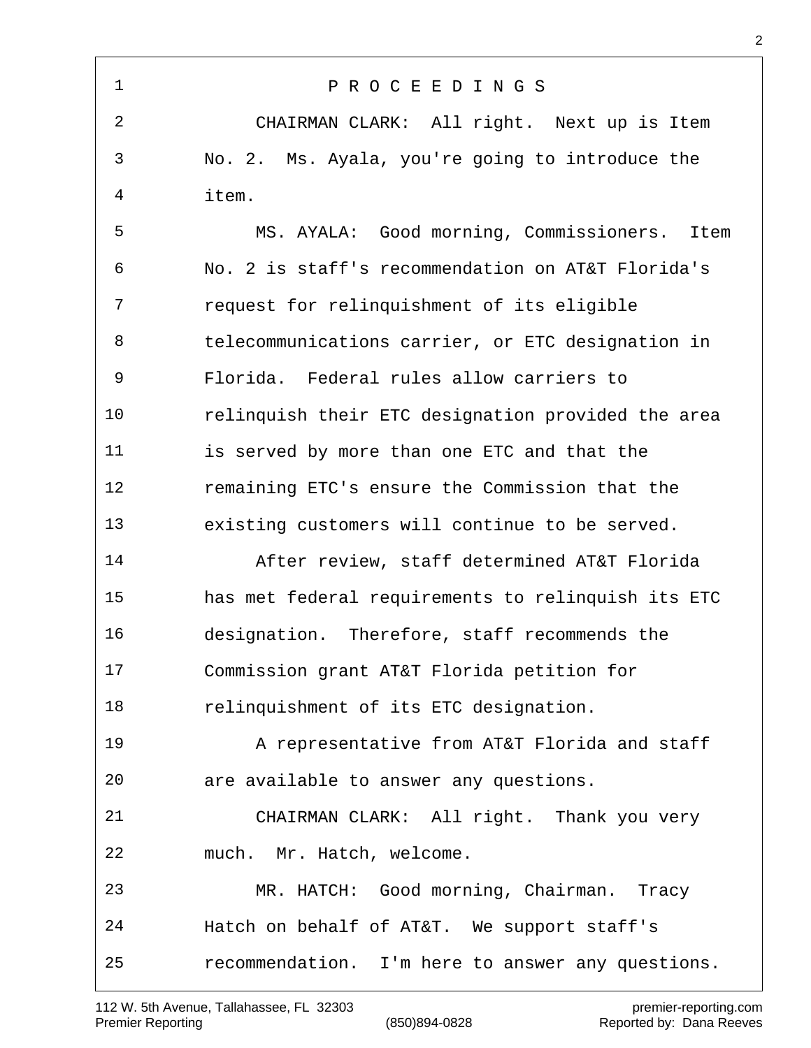P R O C E E D I N G S

CHAIRMAN CLARK: All right. Next up is Item No. 2. Ms. Ayala, you're going to introduce the item.

MS. AYALA: Good morning, Commissioners. Item No. 2 is staff's recommendation on AT&T Florida's request for relinquishment of its eligible telecommunications carrier, or ETC designation in Florida. Federal rules allow carriers to relinquish their ETC designation provided the area is served by more than one ETC and that the remaining ETC's ensure the Commission that the existing customers will continue to be served.

After review, staff determined AT&T Florida has met federal requirements to relinquish its ETC designation. Therefore, staff recommends the Commission grant AT&T Florida petition for relinquishment of its ETC designation.

A representative from AT&T Florida and staff are available to answer any questions.

CHAIRMAN CLARK: All right. Thank you very much. Mr. Hatch, welcome.

MR. HATCH: Good morning, Chairman. Tracy Hatch on behalf of AT&T. We support staff's recommendation. I'm here to answer any questions.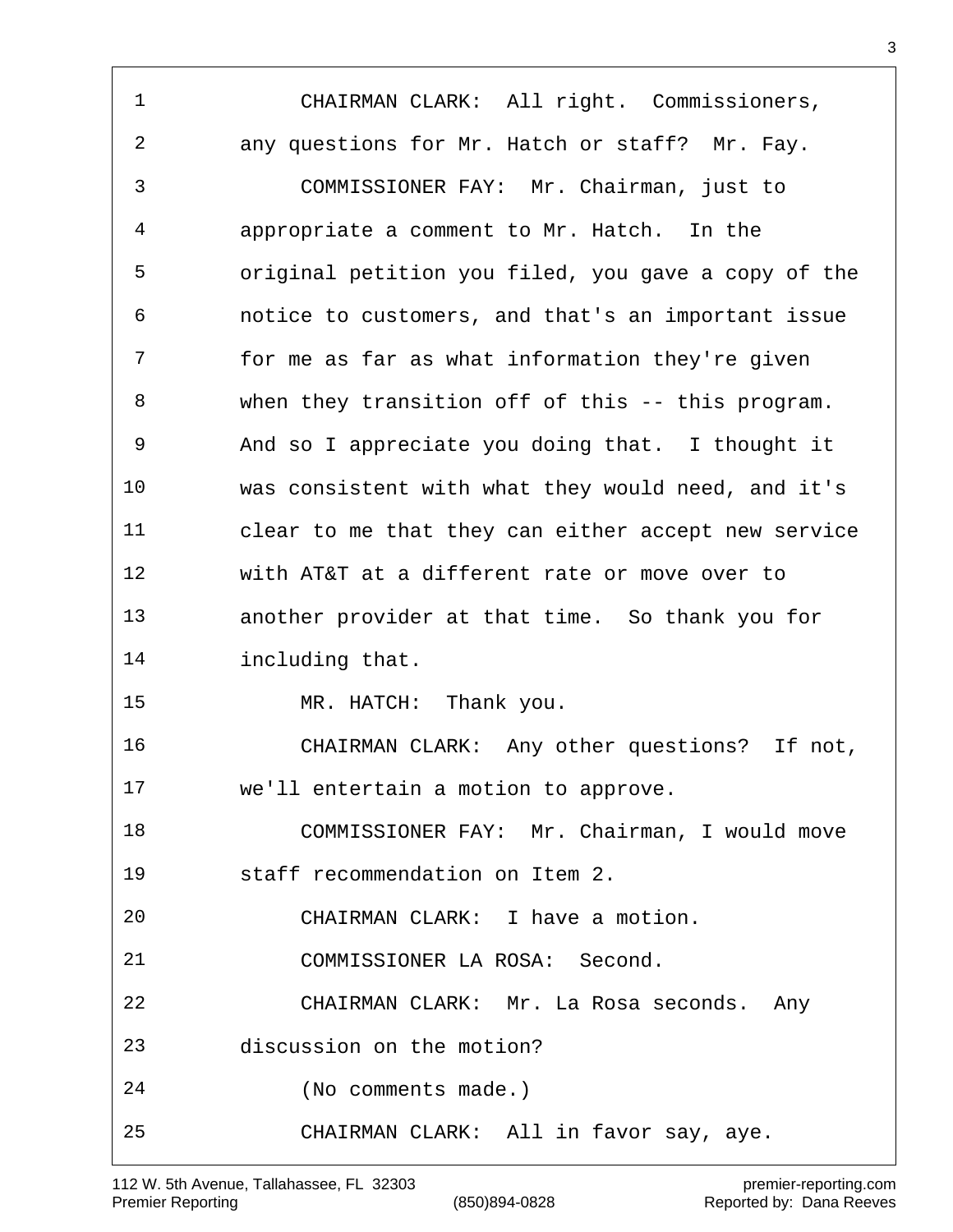CHAIRMAN CLARK: All right. Commissioners, any questions for Mr. Hatch or staff? Mr. Fay.

COMMISSIONER FAY: Mr. Chairman, just to appropriate a comment to Mr. Hatch. In the original petition you filed, you gave a copy of the notice to customers, and that's an important issue for me as far as what information they're given when they transition off of this -- this program. And so I appreciate you doing that. I thought it was consistent with what they would need, and it's clear to me that they can either accept new service with AT&T at a different rate or move over to another provider at that time. So thank you for including that.

MR. HATCH: Thank you.

CHAIRMAN CLARK: Any other questions? If not, we'll entertain a motion to approve.

COMMISSIONER FAY: Mr. Chairman, I would move staff recommendation on Item 2.

CHAIRMAN CLARK: I have a motion.

COMMISSIONER LA ROSA: Second.

CHAIRMAN CLARK: Mr. La Rosa seconds. Any discussion on the motion?

(No comments made.)

CHAIRMAN CLARK: All in favor say, aye.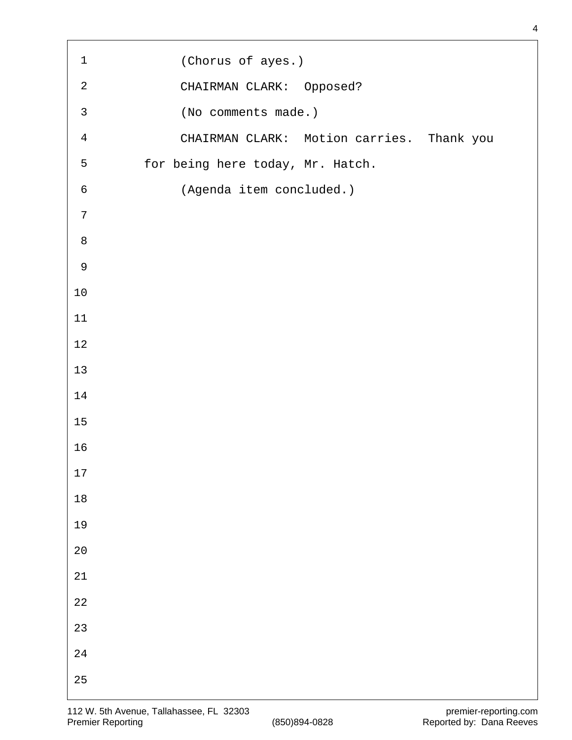(Chorus of ayes.)

CHAIRMAN CLARK: Opposed?

(No comments made.)

CHAIRMAN CLARK: Motion carries. Thank you for being here today, Mr. Hatch.

(Agenda item concluded.)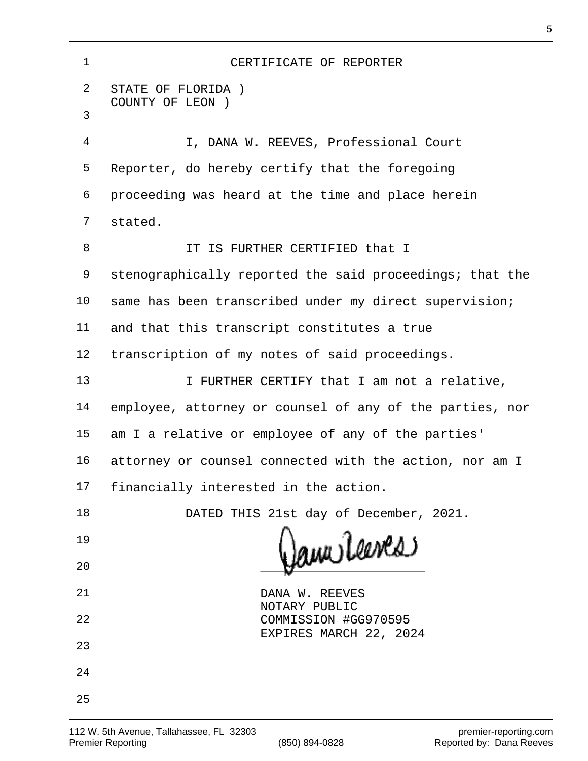# CERTIFICATE OF REPORTER

STATE OF FLORIDA )
COUNTY OF LEON )

I, DANA W. REEVES, Professional Court Reporter, do hereby certify that the foregoing proceeding was heard at the time and place herein stated.

IT IS FURTHER CERTIFIED that I stenographically reported the said proceedings; that the same has been transcribed under my direct supervision; and that this transcript constitutes a true transcription of my notes of said proceedings.

I FURTHER CERTIFY that I am not a relative, employee, attorney or counsel of any of the parties, nor am I a relative or employee of any of the parties' attorney or counsel connected with the action, nor am I financially interested in the action.

DATED THIS 21st day of December, 2021.

DANA W. REEVES
NOTARY PUBLIC
COMMISSION #GG970595
EXPIRES MARCH 22, 2024